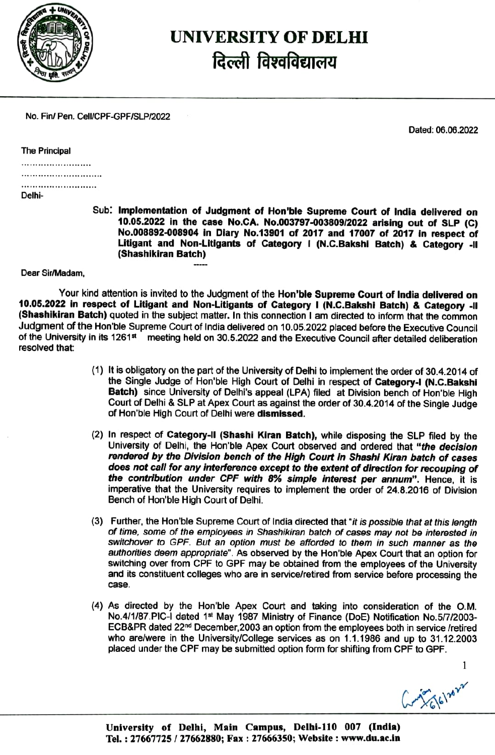# UNIVERSITY OF DELHI
# दिल्ली विश्वविद्यालय

No. Fin/ Pen. Cell/CPF-GPF/SLP/2022

Dated: 06.06.2022

The Principal
……………………
………………………
……………………
Delhi-

**Sub: Implementation of Judgment of Hon'ble Supreme Court of India delivered on 10.05.2022 in the case No.CA. No.003797-003809/2022 arising out of SLP (C) No.008892-008904 in Diary No.13901 of 2017 and 17007 of 2017 in respect of Litigant and Non-Litigants of Category I (N.C.Bakshi Batch) & Category -II (Shashikiran Batch)**

-----

Dear Sir/Madam,

Your kind attention is invited to the Judgment of the **Hon'ble Supreme Court of India delivered on 10.05.2022 in respect of Litigant and Non-Litigants of Category I (N.C.Bakshi Batch) & Category -II (Shashikiran Batch)** quoted in the subject matter. In this connection I am directed to inform that the common Judgment of the Hon'ble Supreme Court of India delivered on 10.05.2022 placed before the Executive Council of the University in its 1261st meeting held on 30.5.2022 and the Executive Council after detailed deliberation resolved that:

(1) It is obligatory on the part of the University of Delhi to implement the order of 30.4.2014 of the Single Judge of Hon'ble High Court of Delhi in respect of **Category-I (N.C.Bakshi Batch)** since University of Delhi's appeal (LPA) filed at Division bench of Hon'ble High Court of Delhi & SLP at Apex Court as against the order of 30.4.2014 of the Single Judge of Hon'ble High Court of Delhi were **dismissed**.

(2) In respect of **Category-II (Shashi Kiran Batch)**, while disposing the SLP filed by the University of Delhi, the Hon'ble Apex Court observed and ordered that ***"the decision rendered by the Division bench of the High Court in Shashi Kiran batch of cases does not call for any interference except to the extent of direction for recouping of the contribution under CPF with 8% simple interest per annum"***. Hence, it is imperative that the University requires to implement the order of 24.8.2016 of Division Bench of Hon'ble High Court of Delhi.

(3) Further, the Hon'ble Supreme Court of India directed that "*it is possible that at this length of time, some of the employees in Shashikiran batch of cases may not be interested in switchover to GPF. But an option must be afforded to them in such manner as the authorities deem appropriate*". As observed by the Hon'ble Apex Court that an option for switching over from CPF to GPF may be obtained from the employees of the University and its constituent colleges who are in service/retired from service before processing the case.

(4) As directed by the Hon'ble Apex Court and taking into consideration of the O.M. No.4/1/87.PIC-I dated 1st May 1987 Ministry of Finance (DoE) Notification No.5/7/2003-ECB&PR dated 22nd December,2003 an option from the employees both in service /retired who are/were in the University/College services as on 1.1.1986 and up to 31.12.2003 placed under the CPF may be submitted option form for shifting from CPF to GPF.

University of Delhi, Main Campus, Delhi-110 007 (India)
Tel. : 27667725 / 27662880; Fax : 27666350; Website : www.du.ac.in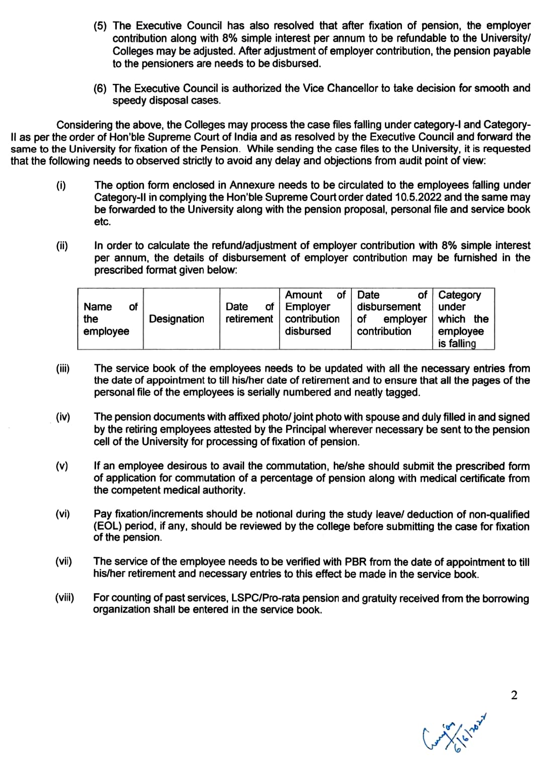(5) The Executive Council has also resolved that after fixation of pension, the employer contribution along with 8% simple interest per annum to be refundable to the University/ Colleges may be adjusted. After adjustment of employer contribution, the pension payable to the pensioners are needs to be disbursed.

(6) The Executive Council is authorized the Vice Chancellor to take decision for smooth and speedy disposal cases.

Considering the above, the Colleges may process the case files falling under category-I and Category-II as per the order of Hon'ble Supreme Court of India and as resolved by the Executive Council and forward the same to the University for fixation of the Pension. While sending the case files to the University, it is requested that the following needs to observed strictly to avoid any delay and objections from audit point of view:

(i) The option form enclosed in Annexure needs to be circulated to the employees falling under Category-II in complying the Hon'ble Supreme Court order dated 10.5.2022 and the same may be forwarded to the University along with the pension proposal, personal file and service book etc.

(ii) In order to calculate the refund/adjustment of employer contribution with 8% simple interest per annum, the details of disbursement of employer contribution may be furnished in the prescribed format given below:

| Name of the employee | Designation | Date of retirement | Amount of Employer contribution disbursed | Date of disbursement of employer contribution | Category under which the employee is falling |
|---|---|---|---|---|---|

(iii) The service book of the employees needs to be updated with all the necessary entries from the date of appointment to till his/her date of retirement and to ensure that all the pages of the personal file of the employees is serially numbered and neatly tagged.

(iv) The pension documents with affixed photo/ joint photo with spouse and duly filled in and signed by the retiring employees attested by the Principal wherever necessary be sent to the pension cell of the University for processing of fixation of pension.

(v) If an employee desirous to avail the commutation, he/she should submit the prescribed form of application for commutation of a percentage of pension along with medical certificate from the competent medical authority.

(vi) Pay fixation/increments should be notional during the study leave/ deduction of non-qualified (EOL) period, if any, should be reviewed by the college before submitting the case for fixation of the pension.

(vii) The service of the employee needs to be verified with PBR from the date of appointment to till his/her retirement and necessary entries to this effect be made in the service book.

(viii) For counting of past services, LSPC/Pro-rata pension and gratuity received from the borrowing organization shall be entered in the service book.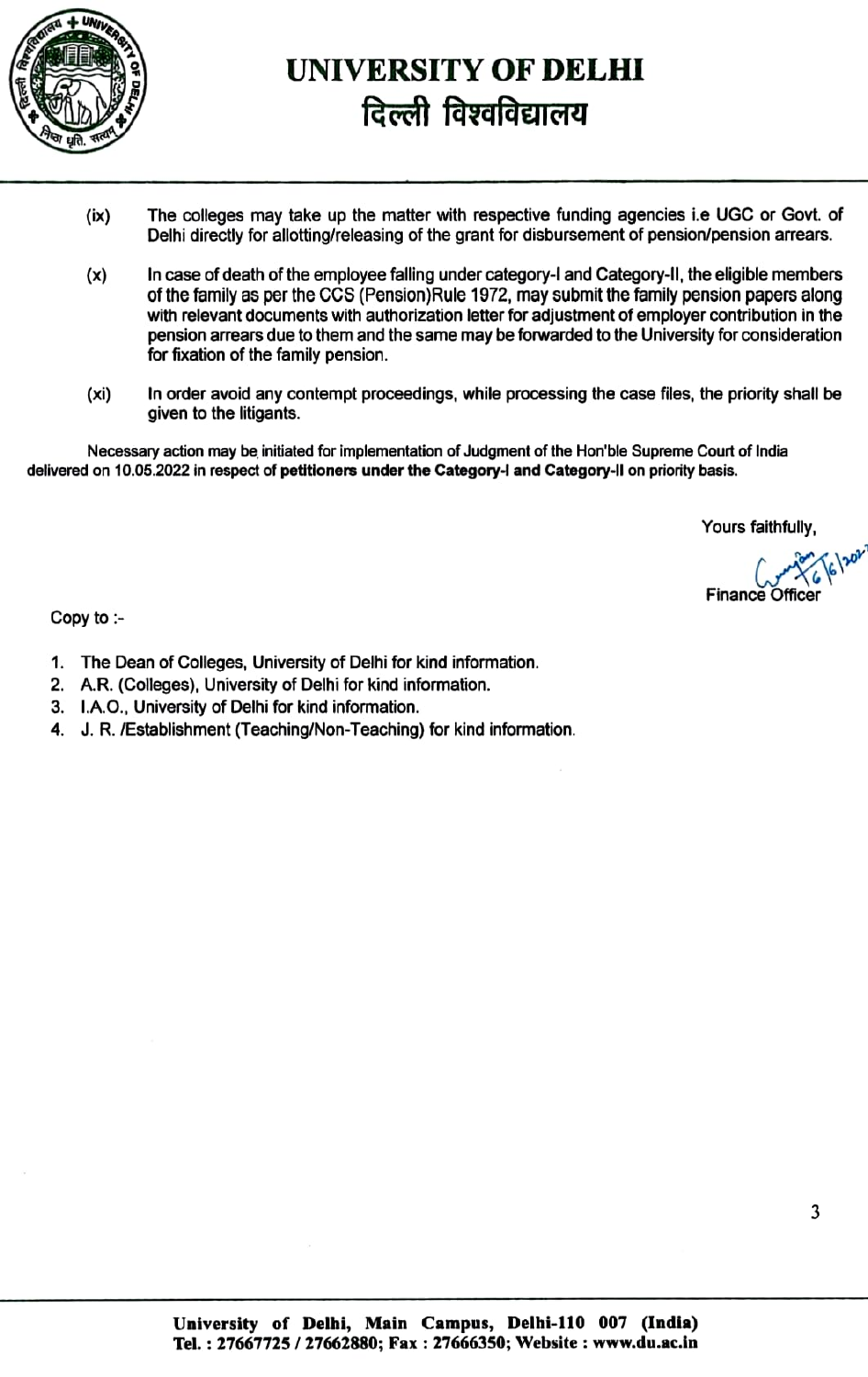# UNIVERSITY OF DELHI
# दिल्ली विश्वविद्यालय

(ix) The colleges may take up the matter with respective funding agencies i.e UGC or Govt. of Delhi directly for allotting/releasing of the grant for disbursement of pension/pension arrears.

(x) In case of death of the employee falling under category-I and Category-II, the eligible members of the family as per the CCS (Pension)Rule 1972, may submit the family pension papers along with relevant documents with authorization letter for adjustment of employer contribution in the pension arrears due to them and the same may be forwarded to the University for consideration for fixation of the family pension.

(xi) In order avoid any contempt proceedings, while processing the case files, the priority shall be given to the litigants.

Necessary action may be initiated for implementation of Judgment of the Hon'ble Supreme Court of India delivered on 10.05.2022 in respect of **petitioners under the Category-I and Category-II** on priority basis.

Yours faithfully,

6/6/2022

Finance Officer

Copy to :-

1. The Dean of Colleges, University of Delhi for kind information.
2. A.R. (Colleges), University of Delhi for kind information.
3. I.A.O., University of Delhi for kind information.
4. J. R. /Establishment (Teaching/Non-Teaching) for kind information.

**University of Delhi, Main Campus, Delhi-110 007 (India)**
**Tel. : 27667725 / 27662880; Fax : 27666350; Website : www.du.ac.in**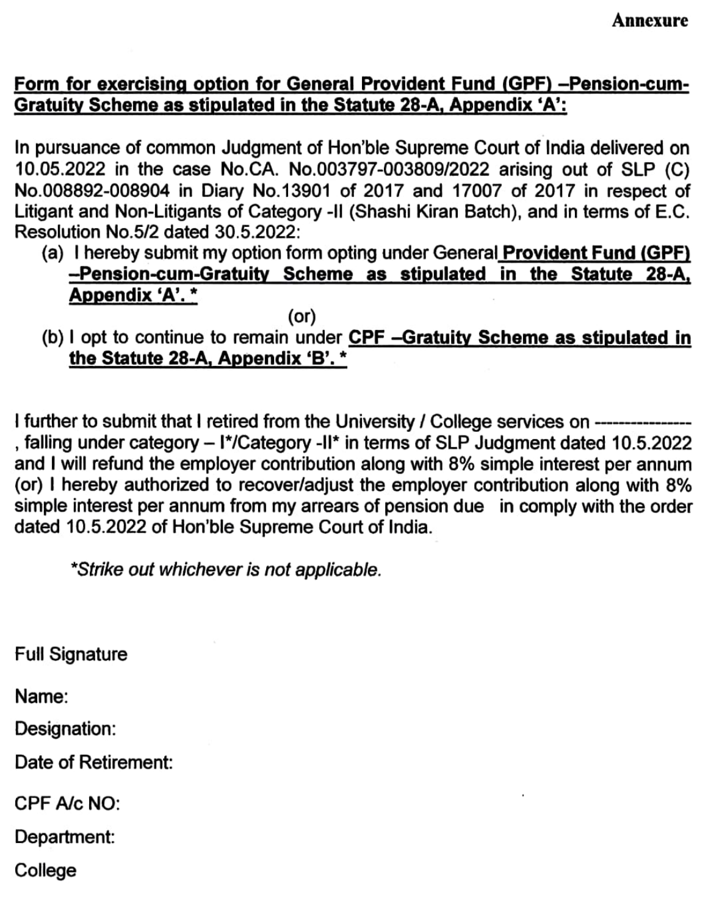**Annexure**

**Form for exercising option for General Provident Fund (GPF) –Pension-cum-Gratuity Scheme as stipulated in the Statute 28-A, Appendix 'A':**

In pursuance of common Judgment of Hon'ble Supreme Court of India delivered on 10.05.2022 in the case No.CA. No.003797-003809/2022 arising out of SLP (C) No.008892-008904 in Diary No.13901 of 2017 and 17007 of 2017 in respect of Litigant and Non-Litigants of Category -II (Shashi Kiran Batch), and in terms of E.C. Resolution No.5/2 dated 30.5.2022:

(a) I hereby submit my option form opting under General **Provident Fund (GPF) –Pension-cum-Gratuity Scheme as stipulated in the Statute 28-A, Appendix 'A'.** *

(or)

(b) I opt to continue to remain under **CPF –Gratuity Scheme as stipulated in the Statute 28-A, Appendix 'B'.** *

I further to submit that I retired from the University / College services on ---------------, falling under category – I*/Category -II* in terms of SLP Judgment dated 10.5.2022 and I will refund the employer contribution along with 8% simple interest per annum (or) I hereby authorized to recover/adjust the employer contribution along with 8% simple interest per annum from my arrears of pension due in comply with the order dated 10.5.2022 of Hon'ble Supreme Court of India.

*\*Strike out whichever is not applicable.*

Full Signature

Name:

Designation:

Date of Retirement:

CPF A/c NO:

Department:

College